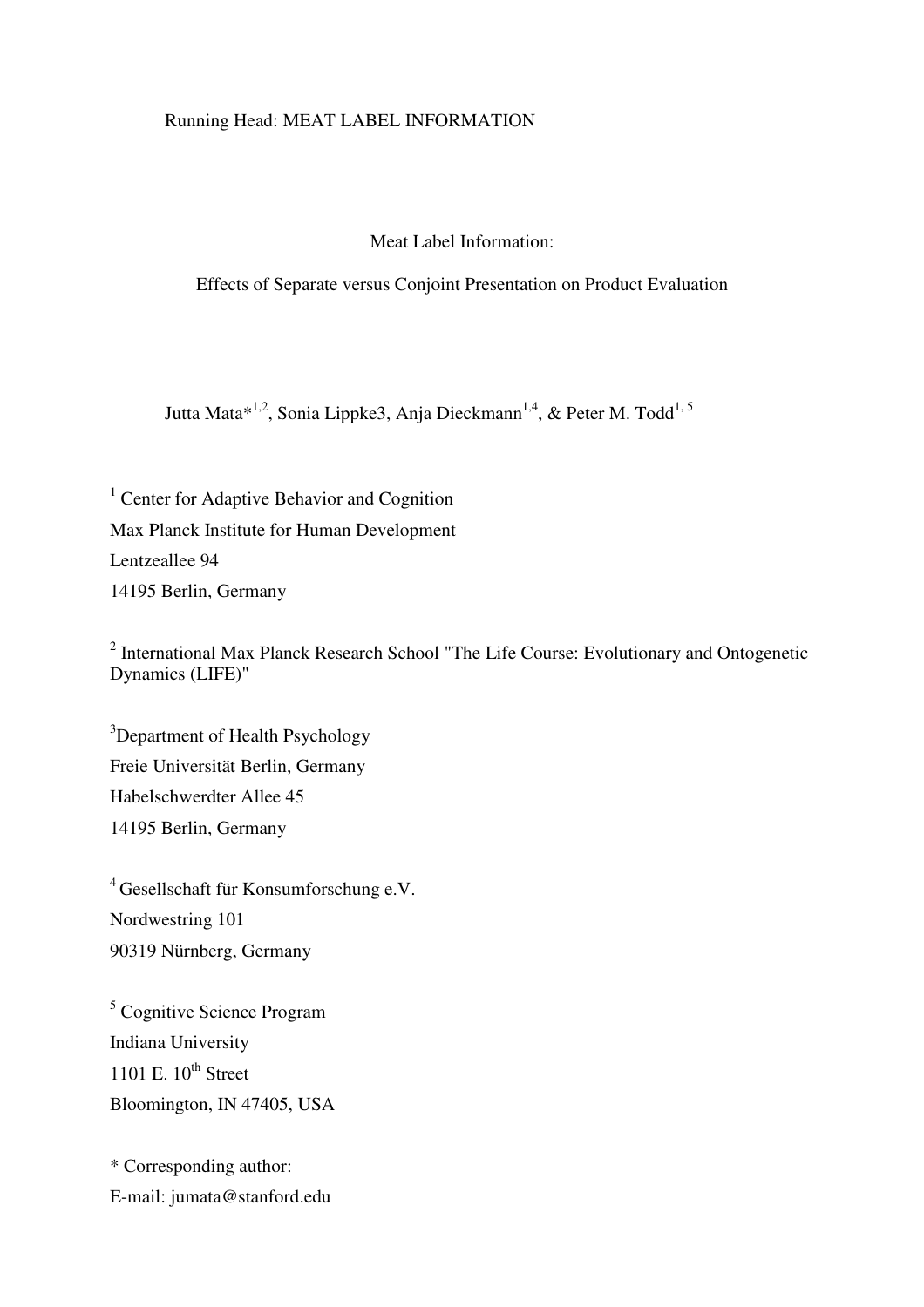Running Head: MEAT LABEL INFORMATION

# Meat Label Information:

## Effects of Separate versus Conjoint Presentation on Product Evaluation

Jutta Mata*[1,2], Sonia Lippke3, Anja Dieckmann[1,4], & Peter M. Todd[1, 5]

[1] Center for Adaptive Behavior and Cognition
Max Planck Institute for Human Development
Lentzeallee 94
14195 Berlin, Germany

[2] International Max Planck Research School "The Life Course: Evolutionary and Ontogenetic Dynamics (LIFE)"

[3]Department of Health Psychology
Freie Universität Berlin, Germany
Habelschwerdter Allee 45
14195 Berlin, Germany

[4] Gesellschaft für Konsumforschung e.V.
Nordwestring 101
90319 Nürnberg, Germany

[5] Cognitive Science Program
Indiana University
1101 E. 10th Street
Bloomington, IN 47405, USA

* Corresponding author:
E-mail: jumata@stanford.edu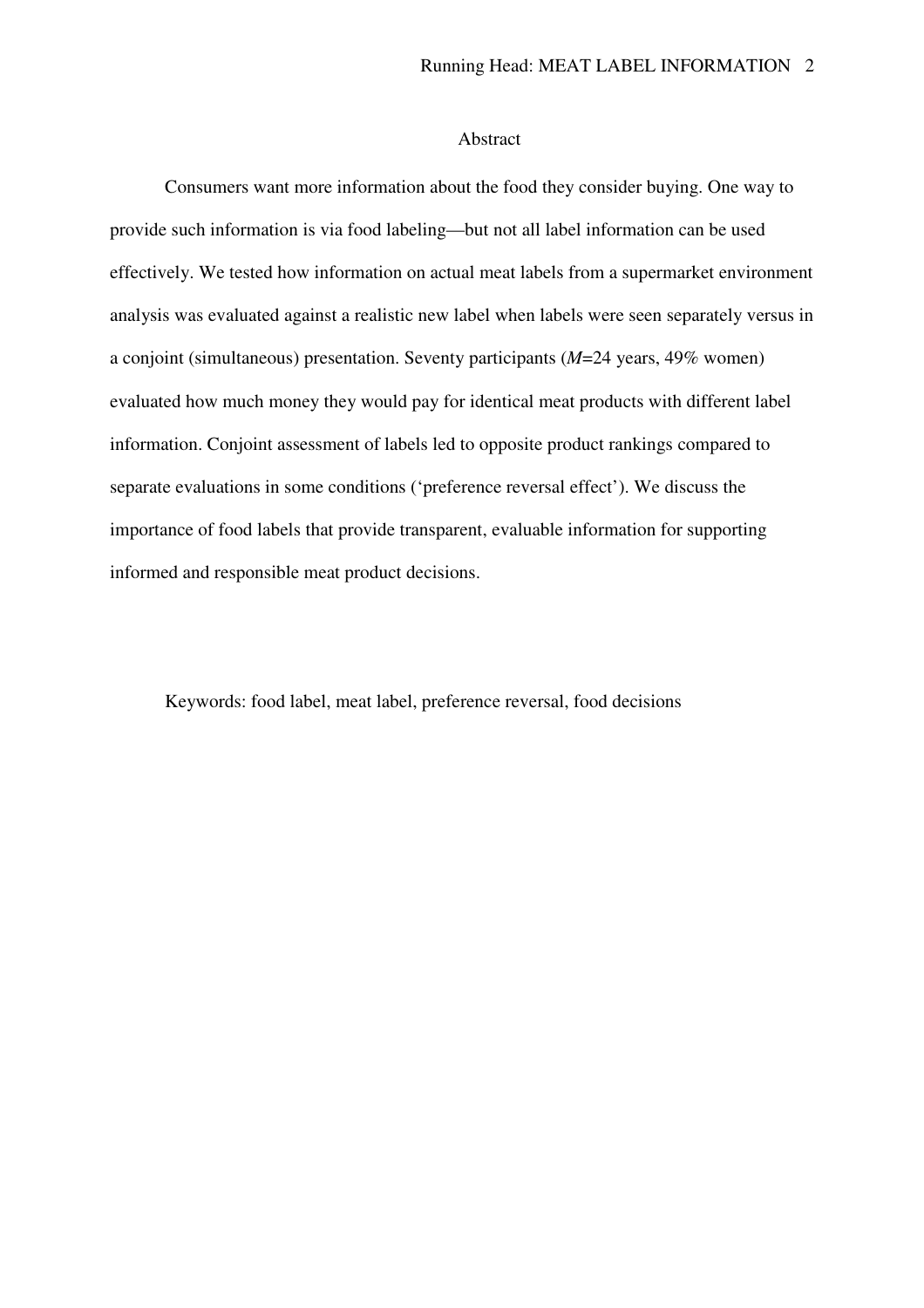## Abstract

Consumers want more information about the food they consider buying. One way to provide such information is via food labeling—but not all label information can be used effectively. We tested how information on actual meat labels from a supermarket environment analysis was evaluated against a realistic new label when labels were seen separately versus in a conjoint (simultaneous) presentation. Seventy participants (*M*=24 years, 49% women) evaluated how much money they would pay for identical meat products with different label information. Conjoint assessment of labels led to opposite product rankings compared to separate evaluations in some conditions ('preference reversal effect'). We discuss the importance of food labels that provide transparent, evaluable information for supporting informed and responsible meat product decisions.

Keywords: food label, meat label, preference reversal, food decisions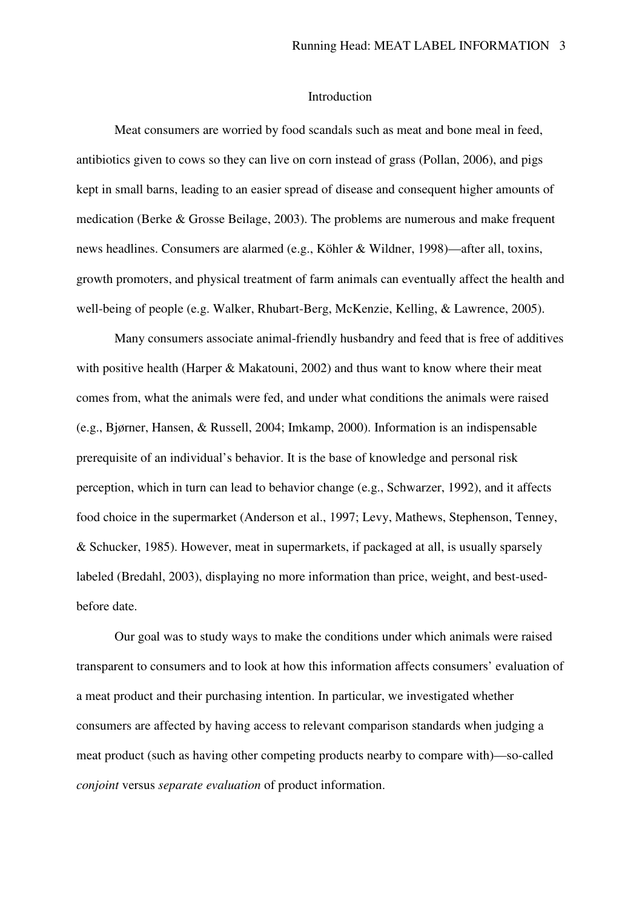## Introduction

Meat consumers are worried by food scandals such as meat and bone meal in feed, antibiotics given to cows so they can live on corn instead of grass (Pollan, 2006), and pigs kept in small barns, leading to an easier spread of disease and consequent higher amounts of medication (Berke & Grosse Beilage, 2003). The problems are numerous and make frequent news headlines. Consumers are alarmed (e.g., Köhler & Wildner, 1998)—after all, toxins, growth promoters, and physical treatment of farm animals can eventually affect the health and well-being of people (e.g. Walker, Rhubart-Berg, McKenzie, Kelling, & Lawrence, 2005).

Many consumers associate animal-friendly husbandry and feed that is free of additives with positive health (Harper & Makatouni, 2002) and thus want to know where their meat comes from, what the animals were fed, and under what conditions the animals were raised (e.g., Bjørner, Hansen, & Russell, 2004; Imkamp, 2000). Information is an indispensable prerequisite of an individual's behavior. It is the base of knowledge and personal risk perception, which in turn can lead to behavior change (e.g., Schwarzer, 1992), and it affects food choice in the supermarket (Anderson et al., 1997; Levy, Mathews, Stephenson, Tenney, & Schucker, 1985). However, meat in supermarkets, if packaged at all, is usually sparsely labeled (Bredahl, 2003), displaying no more information than price, weight, and best-used-before date.

Our goal was to study ways to make the conditions under which animals were raised transparent to consumers and to look at how this information affects consumers' evaluation of a meat product and their purchasing intention. In particular, we investigated whether consumers are affected by having access to relevant comparison standards when judging a meat product (such as having other competing products nearby to compare with)—so-called *conjoint* versus *separate evaluation* of product information.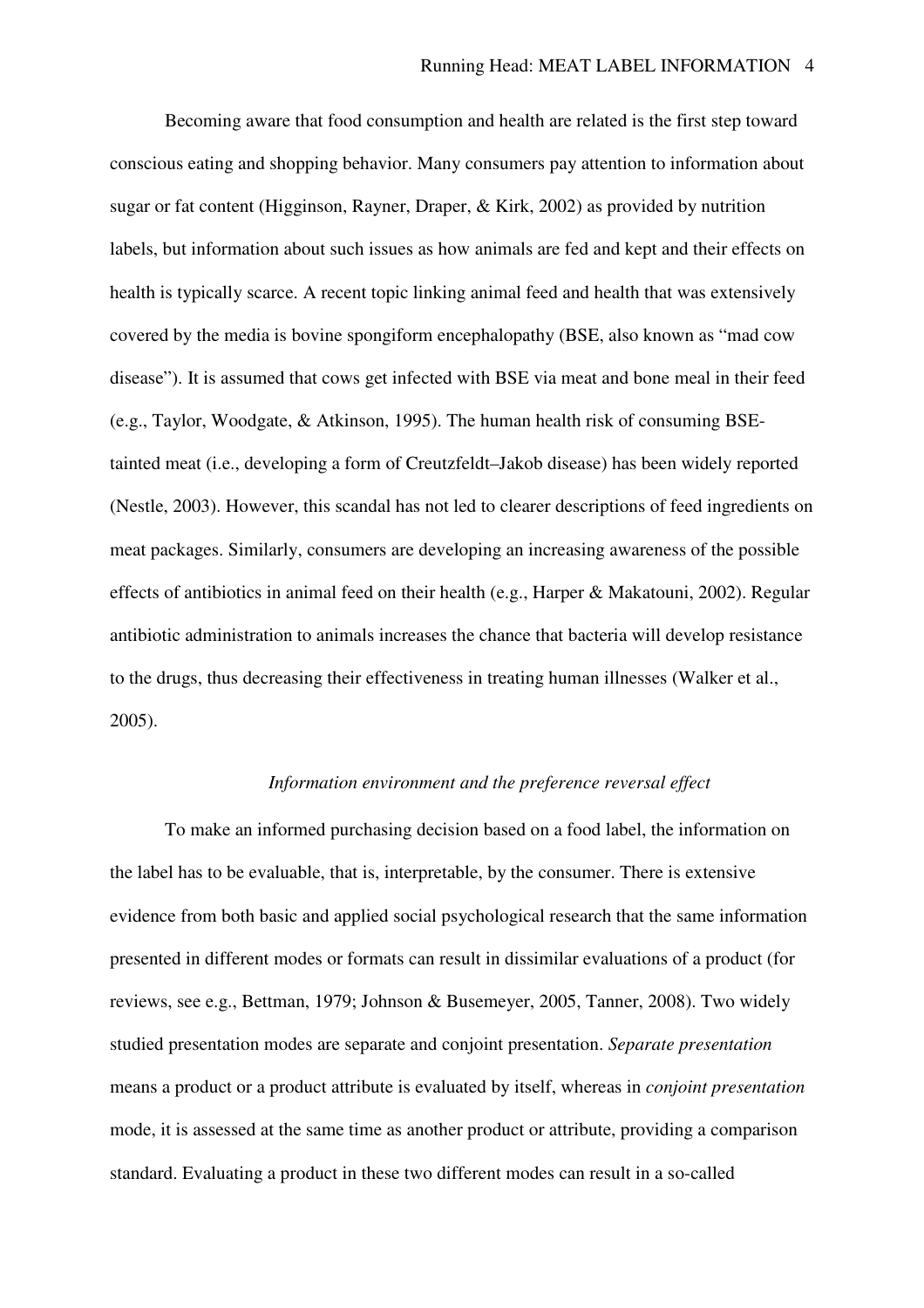Becoming aware that food consumption and health are related is the first step toward conscious eating and shopping behavior. Many consumers pay attention to information about sugar or fat content (Higginson, Rayner, Draper, & Kirk, 2002) as provided by nutrition labels, but information about such issues as how animals are fed and kept and their effects on health is typically scarce. A recent topic linking animal feed and health that was extensively covered by the media is bovine spongiform encephalopathy (BSE, also known as "mad cow disease"). It is assumed that cows get infected with BSE via meat and bone meal in their feed (e.g., Taylor, Woodgate, & Atkinson, 1995). The human health risk of consuming BSE-tainted meat (i.e., developing a form of Creutzfeldt–Jakob disease) has been widely reported (Nestle, 2003). However, this scandal has not led to clearer descriptions of feed ingredients on meat packages. Similarly, consumers are developing an increasing awareness of the possible effects of antibiotics in animal feed on their health (e.g., Harper & Makatouni, 2002). Regular antibiotic administration to animals increases the chance that bacteria will develop resistance to the drugs, thus decreasing their effectiveness in treating human illnesses (Walker et al., 2005).

### *Information environment and the preference reversal effect*

To make an informed purchasing decision based on a food label, the information on the label has to be evaluable, that is, interpretable, by the consumer. There is extensive evidence from both basic and applied social psychological research that the same information presented in different modes or formats can result in dissimilar evaluations of a product (for reviews, see e.g., Bettman, 1979; Johnson & Busemeyer, 2005, Tanner, 2008). Two widely studied presentation modes are separate and conjoint presentation. *Separate presentation* means a product or a product attribute is evaluated by itself, whereas in *conjoint presentation* mode, it is assessed at the same time as another product or attribute, providing a comparison standard. Evaluating a product in these two different modes can result in a so-called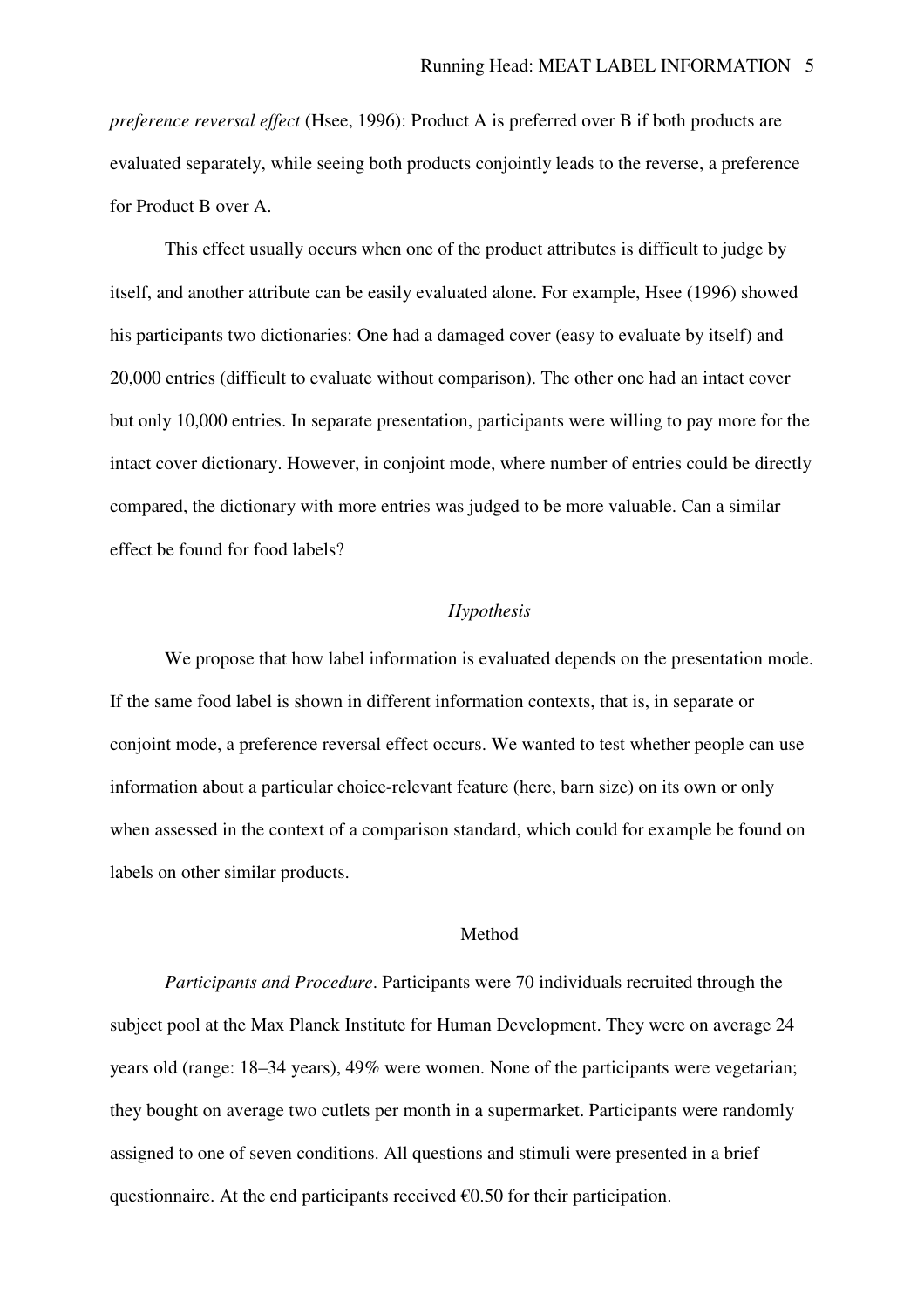*preference reversal effect* (Hsee, 1996): Product A is preferred over B if both products are evaluated separately, while seeing both products conjointly leads to the reverse, a preference for Product B over A.

This effect usually occurs when one of the product attributes is difficult to judge by itself, and another attribute can be easily evaluated alone. For example, Hsee (1996) showed his participants two dictionaries: One had a damaged cover (easy to evaluate by itself) and 20,000 entries (difficult to evaluate without comparison). The other one had an intact cover but only 10,000 entries. In separate presentation, participants were willing to pay more for the intact cover dictionary. However, in conjoint mode, where number of entries could be directly compared, the dictionary with more entries was judged to be more valuable. Can a similar effect be found for food labels?

### *Hypothesis*

We propose that how label information is evaluated depends on the presentation mode. If the same food label is shown in different information contexts, that is, in separate or conjoint mode, a preference reversal effect occurs. We wanted to test whether people can use information about a particular choice-relevant feature (here, barn size) on its own or only when assessed in the context of a comparison standard, which could for example be found on labels on other similar products.

## Method

*Participants and Procedure*. Participants were 70 individuals recruited through the subject pool at the Max Planck Institute for Human Development. They were on average 24 years old (range: 18–34 years), 49% were women. None of the participants were vegetarian; they bought on average two cutlets per month in a supermarket. Participants were randomly assigned to one of seven conditions. All questions and stimuli were presented in a brief questionnaire. At the end participants received €0.50 for their participation.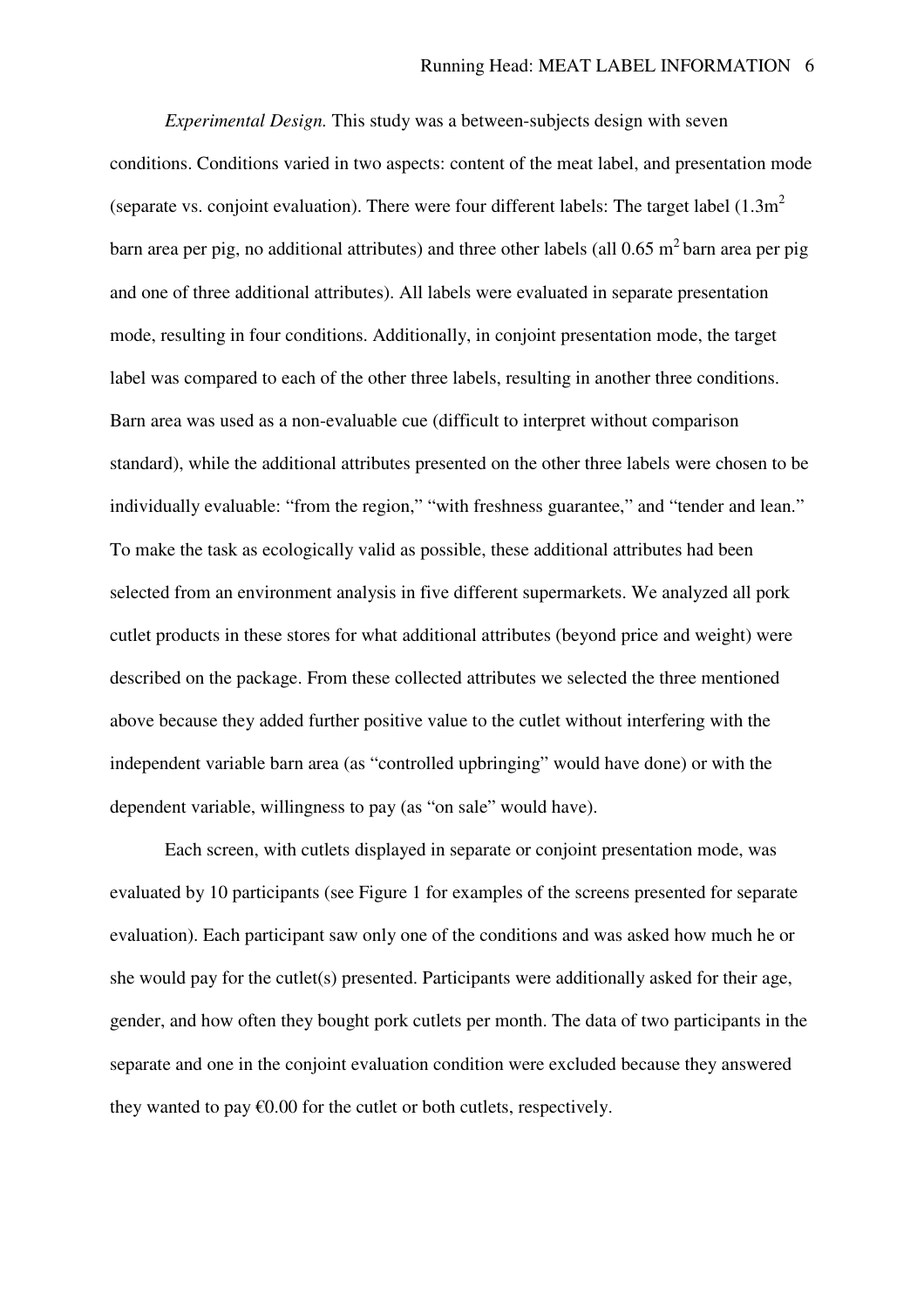*Experimental Design.* This study was a between-subjects design with seven conditions. Conditions varied in two aspects: content of the meat label, and presentation mode (separate vs. conjoint evaluation). There were four different labels: The target label (1.3m$^2$ barn area per pig, no additional attributes) and three other labels (all 0.65 m$^2$ barn area per pig and one of three additional attributes). All labels were evaluated in separate presentation mode, resulting in four conditions. Additionally, in conjoint presentation mode, the target label was compared to each of the other three labels, resulting in another three conditions. Barn area was used as a non-evaluable cue (difficult to interpret without comparison standard), while the additional attributes presented on the other three labels were chosen to be individually evaluable: "from the region," "with freshness guarantee," and "tender and lean." To make the task as ecologically valid as possible, these additional attributes had been selected from an environment analysis in five different supermarkets. We analyzed all pork cutlet products in these stores for what additional attributes (beyond price and weight) were described on the package. From these collected attributes we selected the three mentioned above because they added further positive value to the cutlet without interfering with the independent variable barn area (as "controlled upbringing" would have done) or with the dependent variable, willingness to pay (as "on sale" would have).

Each screen, with cutlets displayed in separate or conjoint presentation mode, was evaluated by 10 participants (see Figure 1 for examples of the screens presented for separate evaluation). Each participant saw only one of the conditions and was asked how much he or she would pay for the cutlet(s) presented. Participants were additionally asked for their age, gender, and how often they bought pork cutlets per month. The data of two participants in the separate and one in the conjoint evaluation condition were excluded because they answered they wanted to pay €0.00 for the cutlet or both cutlets, respectively.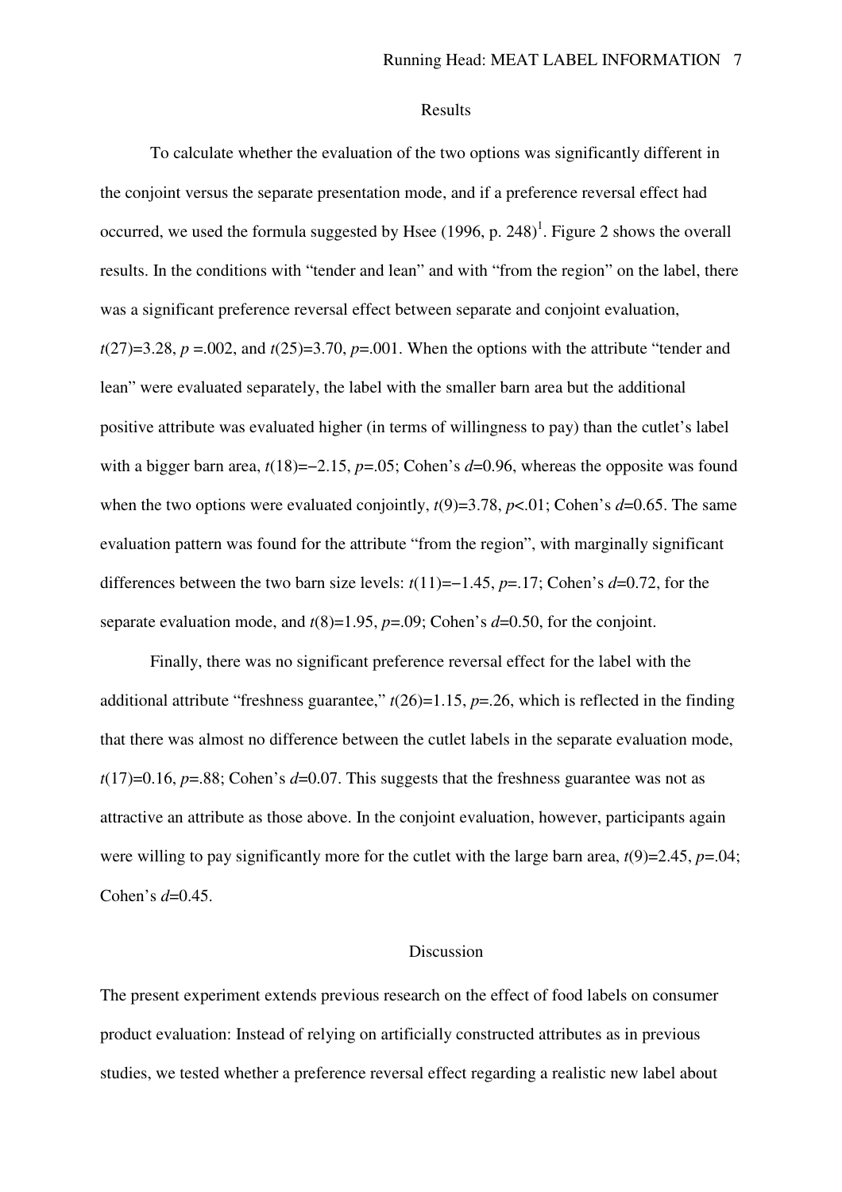## Results

To calculate whether the evaluation of the two options was significantly different in the conjoint versus the separate presentation mode, and if a preference reversal effect had occurred, we used the formula suggested by Hsee (1996, p. 248)[1]. Figure 2 shows the overall results. In the conditions with "tender and lean" and with "from the region" on the label, there was a significant preference reversal effect between separate and conjoint evaluation, $t(27)=3.28$, $p=.002$, and $t(25)=3.70$, $p=.001$. When the options with the attribute "tender and lean" were evaluated separately, the label with the smaller barn area but the additional positive attribute was evaluated higher (in terms of willingness to pay) than the cutlet's label with a bigger barn area, $t(18)=-2.15$, $p=.05$; Cohen's $d=0.96$, whereas the opposite was found when the two options were evaluated conjointly, $t(9)=3.78$, $p<.01$; Cohen's $d=0.65$. The same evaluation pattern was found for the attribute "from the region", with marginally significant differences between the two barn size levels: $t(11)=-1.45$, $p=.17$; Cohen's $d=0.72$, for the separate evaluation mode, and $t(8)=1.95$, $p=.09$; Cohen's $d=0.50$, for the conjoint.

Finally, there was no significant preference reversal effect for the label with the additional attribute "freshness guarantee," $t(26)=1.15$, $p=.26$, which is reflected in the finding that there was almost no difference between the cutlet labels in the separate evaluation mode, $t(17)=0.16$, $p=.88$; Cohen's $d=0.07$. This suggests that the freshness guarantee was not as attractive an attribute as those above. In the conjoint evaluation, however, participants again were willing to pay significantly more for the cutlet with the large barn area, $t(9)=2.45$, $p=.04$; Cohen's $d=0.45$.

## Discussion

The present experiment extends previous research on the effect of food labels on consumer product evaluation: Instead of relying on artificially constructed attributes as in previous studies, we tested whether a preference reversal effect regarding a realistic new label about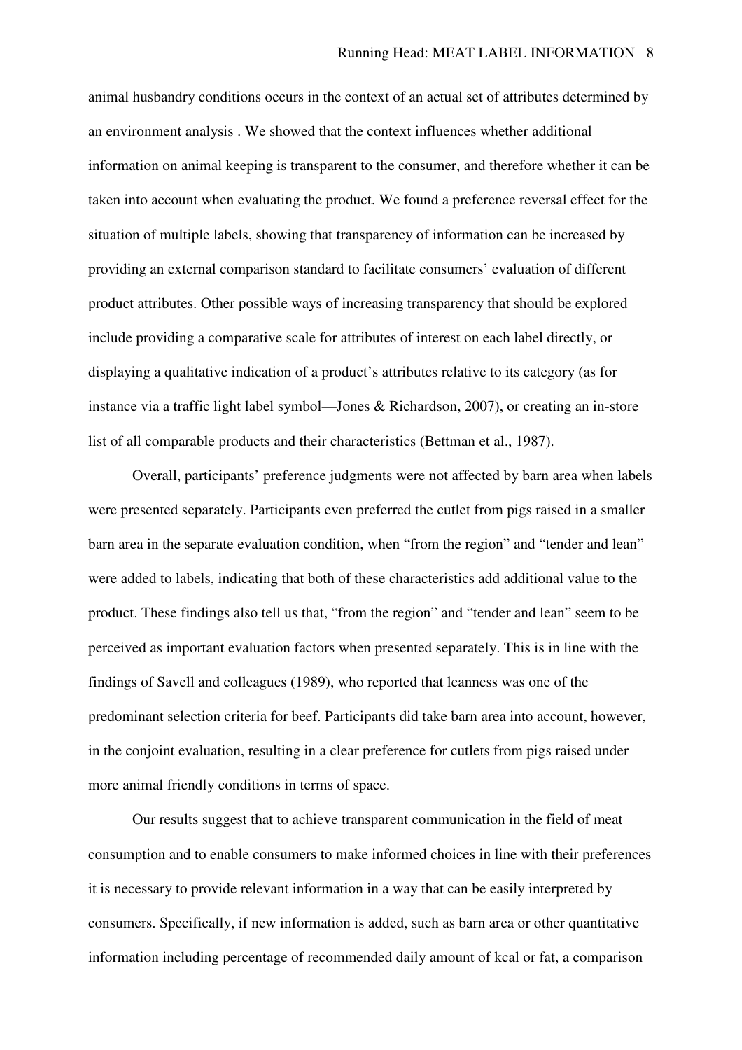animal husbandry conditions occurs in the context of an actual set of attributes determined by an environment analysis . We showed that the context influences whether additional information on animal keeping is transparent to the consumer, and therefore whether it can be taken into account when evaluating the product. We found a preference reversal effect for the situation of multiple labels, showing that transparency of information can be increased by providing an external comparison standard to facilitate consumers' evaluation of different product attributes. Other possible ways of increasing transparency that should be explored include providing a comparative scale for attributes of interest on each label directly, or displaying a qualitative indication of a product's attributes relative to its category (as for instance via a traffic light label symbol—Jones & Richardson, 2007), or creating an in-store list of all comparable products and their characteristics (Bettman et al., 1987).

Overall, participants' preference judgments were not affected by barn area when labels were presented separately. Participants even preferred the cutlet from pigs raised in a smaller barn area in the separate evaluation condition, when "from the region" and "tender and lean" were added to labels, indicating that both of these characteristics add additional value to the product. These findings also tell us that, "from the region" and "tender and lean" seem to be perceived as important evaluation factors when presented separately. This is in line with the findings of Savell and colleagues (1989), who reported that leanness was one of the predominant selection criteria for beef. Participants did take barn area into account, however, in the conjoint evaluation, resulting in a clear preference for cutlets from pigs raised under more animal friendly conditions in terms of space.

Our results suggest that to achieve transparent communication in the field of meat consumption and to enable consumers to make informed choices in line with their preferences it is necessary to provide relevant information in a way that can be easily interpreted by consumers. Specifically, if new information is added, such as barn area or other quantitative information including percentage of recommended daily amount of kcal or fat, a comparison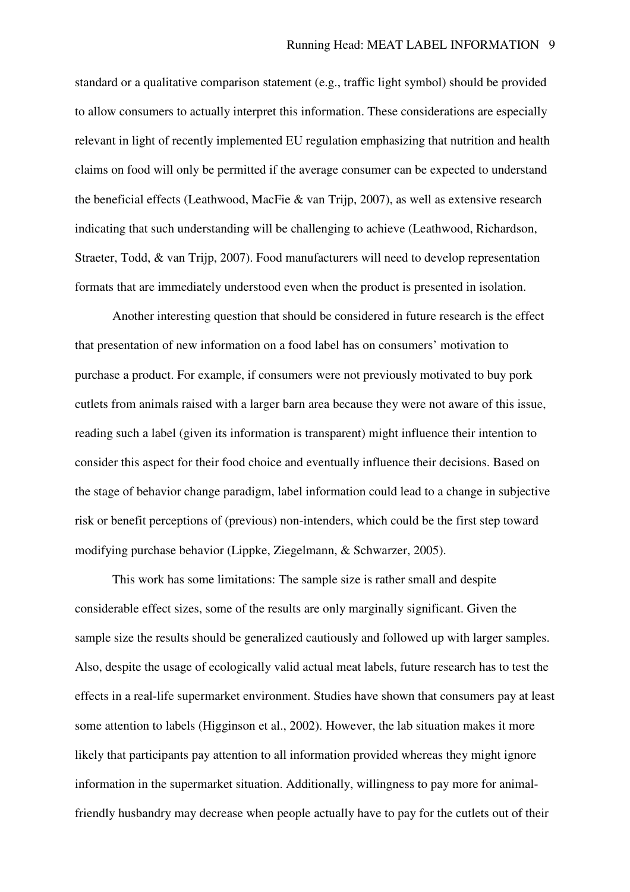standard or a qualitative comparison statement (e.g., traffic light symbol) should be provided to allow consumers to actually interpret this information. These considerations are especially relevant in light of recently implemented EU regulation emphasizing that nutrition and health claims on food will only be permitted if the average consumer can be expected to understand the beneficial effects (Leathwood, MacFie & van Trijp, 2007), as well as extensive research indicating that such understanding will be challenging to achieve (Leathwood, Richardson, Straeter, Todd, & van Trijp, 2007). Food manufacturers will need to develop representation formats that are immediately understood even when the product is presented in isolation.

Another interesting question that should be considered in future research is the effect that presentation of new information on a food label has on consumers' motivation to purchase a product. For example, if consumers were not previously motivated to buy pork cutlets from animals raised with a larger barn area because they were not aware of this issue, reading such a label (given its information is transparent) might influence their intention to consider this aspect for their food choice and eventually influence their decisions. Based on the stage of behavior change paradigm, label information could lead to a change in subjective risk or benefit perceptions of (previous) non-intenders, which could be the first step toward modifying purchase behavior (Lippke, Ziegelmann, & Schwarzer, 2005).

This work has some limitations: The sample size is rather small and despite considerable effect sizes, some of the results are only marginally significant. Given the sample size the results should be generalized cautiously and followed up with larger samples. Also, despite the usage of ecologically valid actual meat labels, future research has to test the effects in a real-life supermarket environment. Studies have shown that consumers pay at least some attention to labels (Higginson et al., 2002). However, the lab situation makes it more likely that participants pay attention to all information provided whereas they might ignore information in the supermarket situation. Additionally, willingness to pay more for animal-friendly husbandry may decrease when people actually have to pay for the cutlets out of their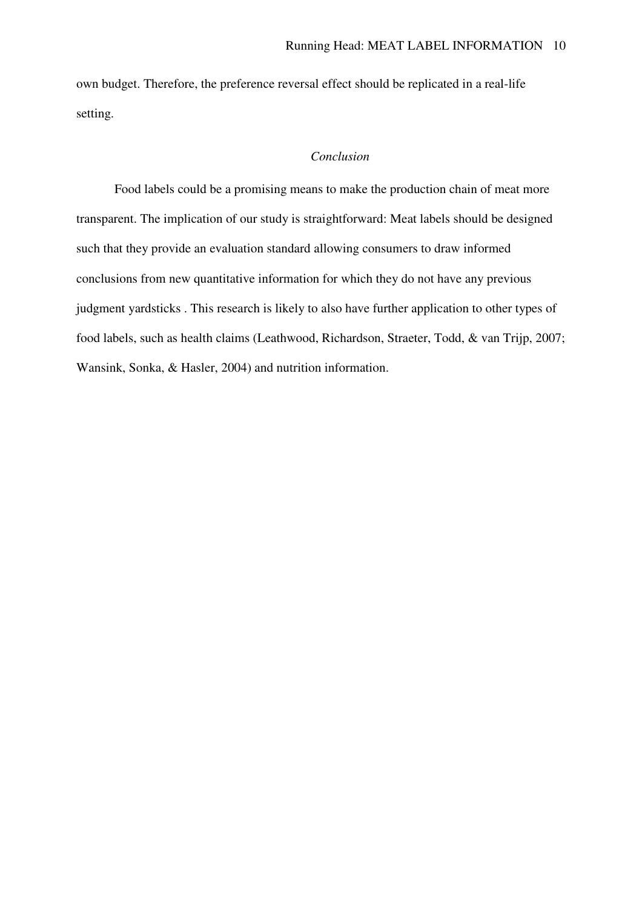own budget. Therefore, the preference reversal effect should be replicated in a real-life setting.

## *Conclusion*

Food labels could be a promising means to make the production chain of meat more transparent. The implication of our study is straightforward: Meat labels should be designed such that they provide an evaluation standard allowing consumers to draw informed conclusions from new quantitative information for which they do not have any previous judgment yardsticks . This research is likely to also have further application to other types of food labels, such as health claims (Leathwood, Richardson, Straeter, Todd, & van Trijp, 2007; Wansink, Sonka, & Hasler, 2004) and nutrition information.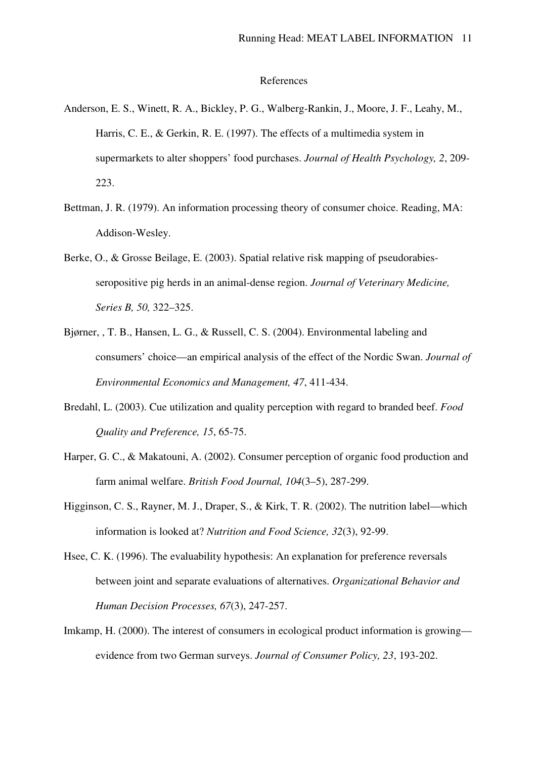# References

Anderson, E. S., Winett, R. A., Bickley, P. G., Walberg-Rankin, J., Moore, J. F., Leahy, M., Harris, C. E., & Gerkin, R. E. (1997). The effects of a multimedia system in supermarkets to alter shoppers' food purchases. *Journal of Health Psychology, 2*, 209-223.

Bettman, J. R. (1979). An information processing theory of consumer choice. Reading, MA: Addison-Wesley.

Berke, O., & Grosse Beilage, E. (2003). Spatial relative risk mapping of pseudorabies-seropositive pig herds in an animal-dense region. *Journal of Veterinary Medicine, Series B, 50,* 322–325.

Bjørner, , T. B., Hansen, L. G., & Russell, C. S. (2004). Environmental labeling and consumers' choice—an empirical analysis of the effect of the Nordic Swan. *Journal of Environmental Economics and Management, 47*, 411-434.

Bredahl, L. (2003). Cue utilization and quality perception with regard to branded beef. *Food Quality and Preference, 15*, 65-75.

Harper, G. C., & Makatouni, A. (2002). Consumer perception of organic food production and farm animal welfare. *British Food Journal, 104*(3–5), 287-299.

Higginson, C. S., Rayner, M. J., Draper, S., & Kirk, T. R. (2002). The nutrition label—which information is looked at? *Nutrition and Food Science, 32*(3), 92-99.

Hsee, C. K. (1996). The evaluability hypothesis: An explanation for preference reversals between joint and separate evaluations of alternatives. *Organizational Behavior and Human Decision Processes, 67*(3), 247-257.

Imkamp, H. (2000). The interest of consumers in ecological product information is growing—evidence from two German surveys. *Journal of Consumer Policy, 23*, 193-202.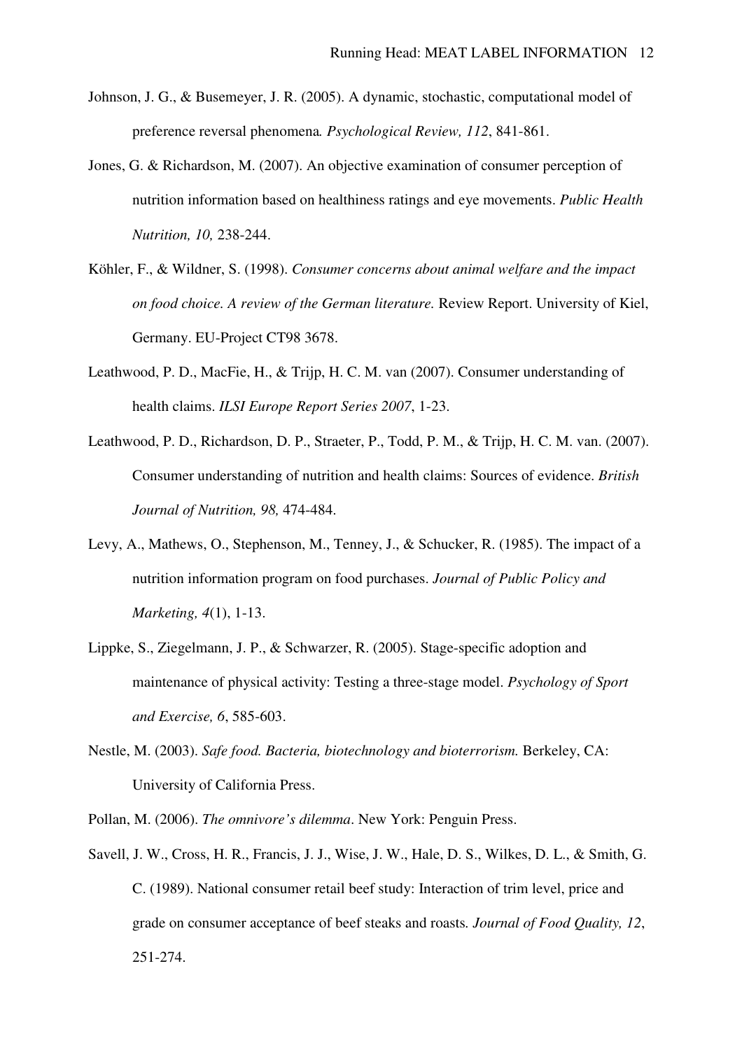Johnson, J. G., & Busemeyer, J. R. (2005). A dynamic, stochastic, computational model of preference reversal phenomena*. Psychological Review, 112*, 841-861.

Jones, G. & Richardson, M. (2007). An objective examination of consumer perception of nutrition information based on healthiness ratings and eye movements. *Public Health Nutrition, 10,* 238-244.

Köhler, F., & Wildner, S. (1998). *Consumer concerns about animal welfare and the impact on food choice. A review of the German literature.* Review Report. University of Kiel, Germany. EU-Project CT98 3678.

Leathwood, P. D., MacFie, H., & Trijp, H. C. M. van (2007). Consumer understanding of health claims. *ILSI Europe Report Series 2007*, 1-23.

Leathwood, P. D., Richardson, D. P., Straeter, P., Todd, P. M., & Trijp, H. C. M. van. (2007). Consumer understanding of nutrition and health claims: Sources of evidence. *British Journal of Nutrition, 98,* 474-484.

Levy, A., Mathews, O., Stephenson, M., Tenney, J., & Schucker, R. (1985). The impact of a nutrition information program on food purchases. *Journal of Public Policy and Marketing, 4*(1), 1-13.

Lippke, S., Ziegelmann, J. P., & Schwarzer, R. (2005). Stage-specific adoption and maintenance of physical activity: Testing a three-stage model. *Psychology of Sport and Exercise, 6*, 585-603.

Nestle, M. (2003). *Safe food. Bacteria, biotechnology and bioterrorism.* Berkeley, CA: University of California Press.

Pollan, M. (2006). *The omnivore's dilemma*. New York: Penguin Press.

Savell, J. W., Cross, H. R., Francis, J. J., Wise, J. W., Hale, D. S., Wilkes, D. L., & Smith, G. C. (1989). National consumer retail beef study: Interaction of trim level, price and grade on consumer acceptance of beef steaks and roasts*. Journal of Food Quality, 12*, 251-274.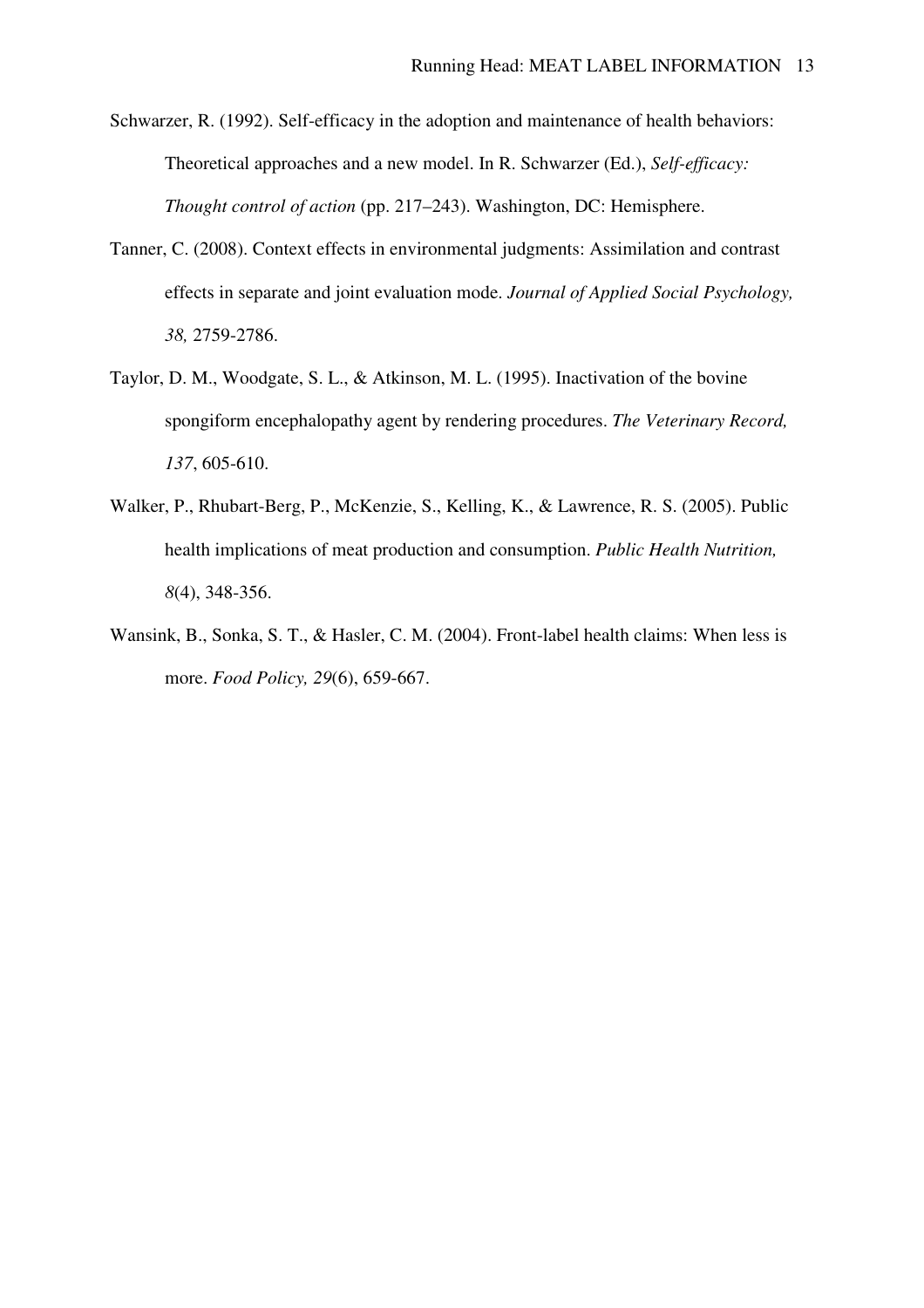Schwarzer, R. (1992). Self-efficacy in the adoption and maintenance of health behaviors: Theoretical approaches and a new model. In R. Schwarzer (Ed.), *Self-efficacy: Thought control of action* (pp. 217–243). Washington, DC: Hemisphere.

Tanner, C. (2008). Context effects in environmental judgments: Assimilation and contrast effects in separate and joint evaluation mode. *Journal of Applied Social Psychology, 38,* 2759-2786.

Taylor, D. M., Woodgate, S. L., & Atkinson, M. L. (1995). Inactivation of the bovine spongiform encephalopathy agent by rendering procedures. *The Veterinary Record, 137*, 605-610.

Walker, P., Rhubart-Berg, P., McKenzie, S., Kelling, K., & Lawrence, R. S. (2005). Public health implications of meat production and consumption. *Public Health Nutrition, 8*(4), 348-356.

Wansink, B., Sonka, S. T., & Hasler, C. M. (2004). Front-label health claims: When less is more. *Food Policy, 29*(6), 659-667.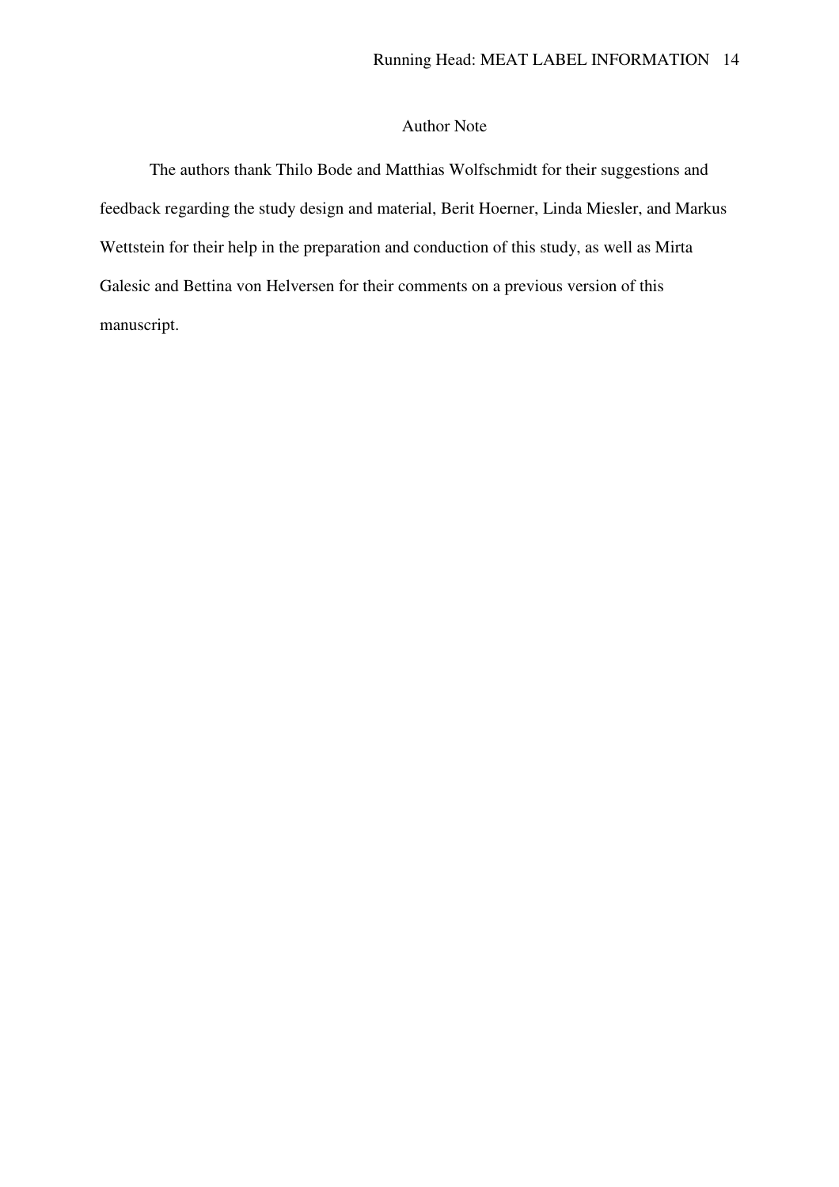# Author Note

The authors thank Thilo Bode and Matthias Wolfschmidt for their suggestions and feedback regarding the study design and material, Berit Hoerner, Linda Miesler, and Markus Wettstein for their help in the preparation and conduction of this study, as well as Mirta Galesic and Bettina von Helversen for their comments on a previous version of this manuscript.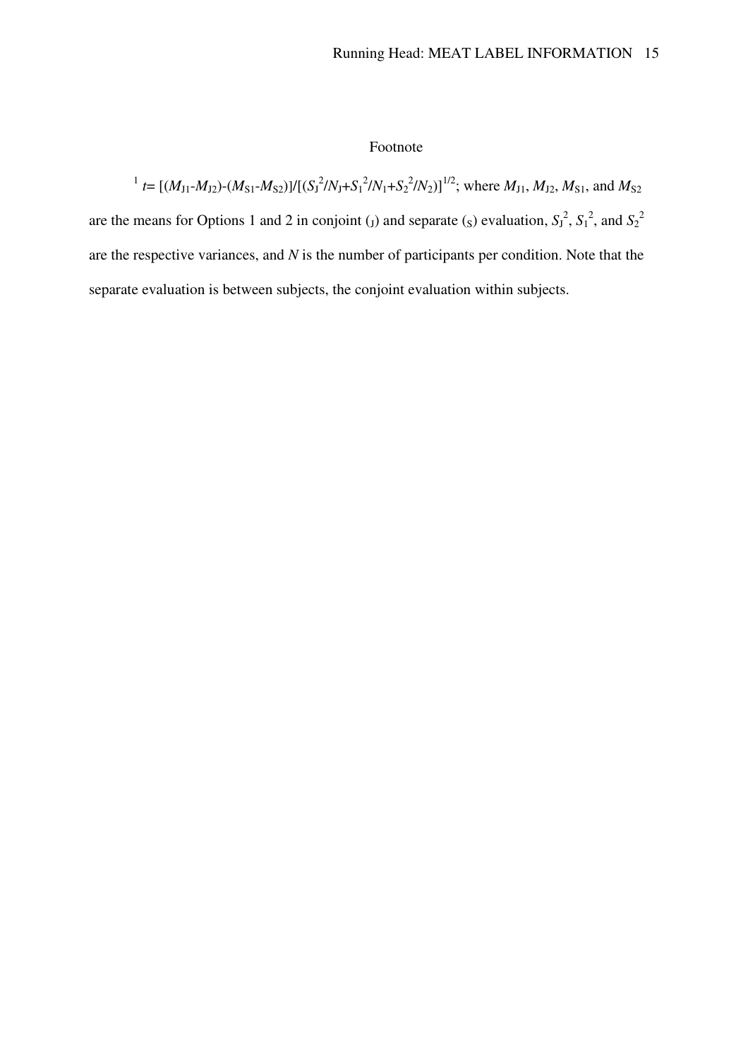Footnote

[1] $t = [(M_{J1}-M_{J2})-(M_{S1}-M_{S2})]/[(S_J^2/N_J+S_1^2/N_1+S_2^2/N_2)]^{1/2}$; where $M_{J1}$, $M_{J2}$, $M_{S1}$, and $M_{S2}$ are the means for Options 1 and 2 in conjoint ($_J$) and separate ($_S$) evaluation, $S_J^2$, $S_1^2$, and $S_2^2$ are the respective variances, and $N$ is the number of participants per condition. Note that the separate evaluation is between subjects, the conjoint evaluation within subjects.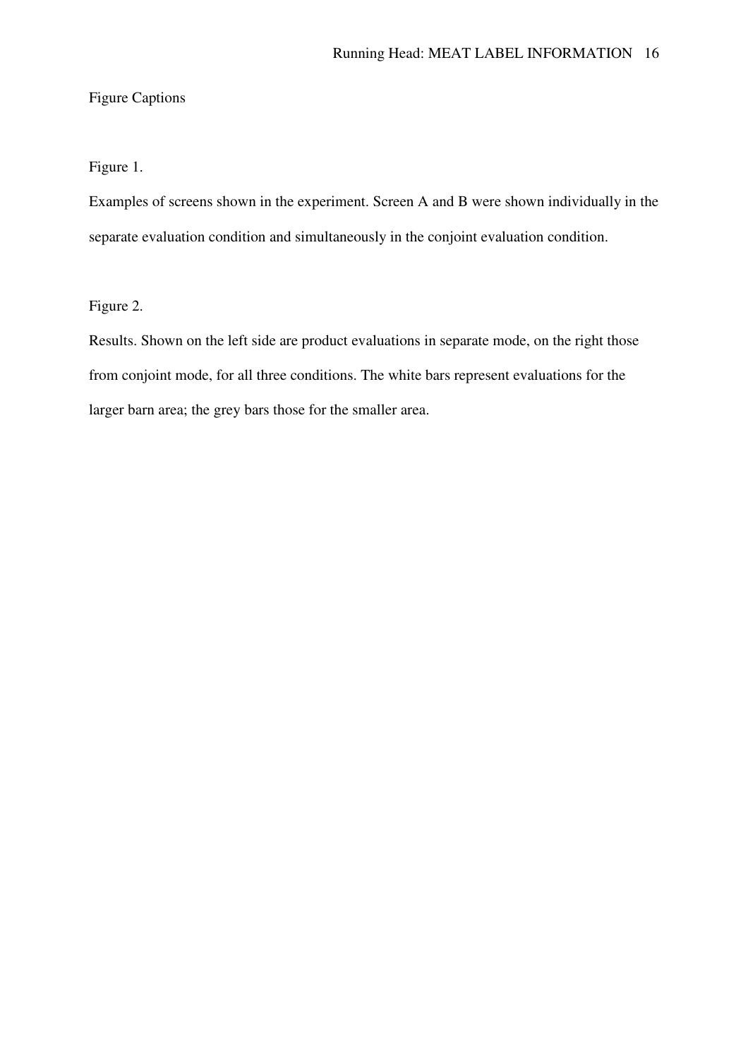Figure Captions

Figure 1.

Examples of screens shown in the experiment. Screen A and B were shown individually in the separate evaluation condition and simultaneously in the conjoint evaluation condition.

Figure 2.

Results. Shown on the left side are product evaluations in separate mode, on the right those from conjoint mode, for all three conditions. The white bars represent evaluations for the larger barn area; the grey bars those for the smaller area.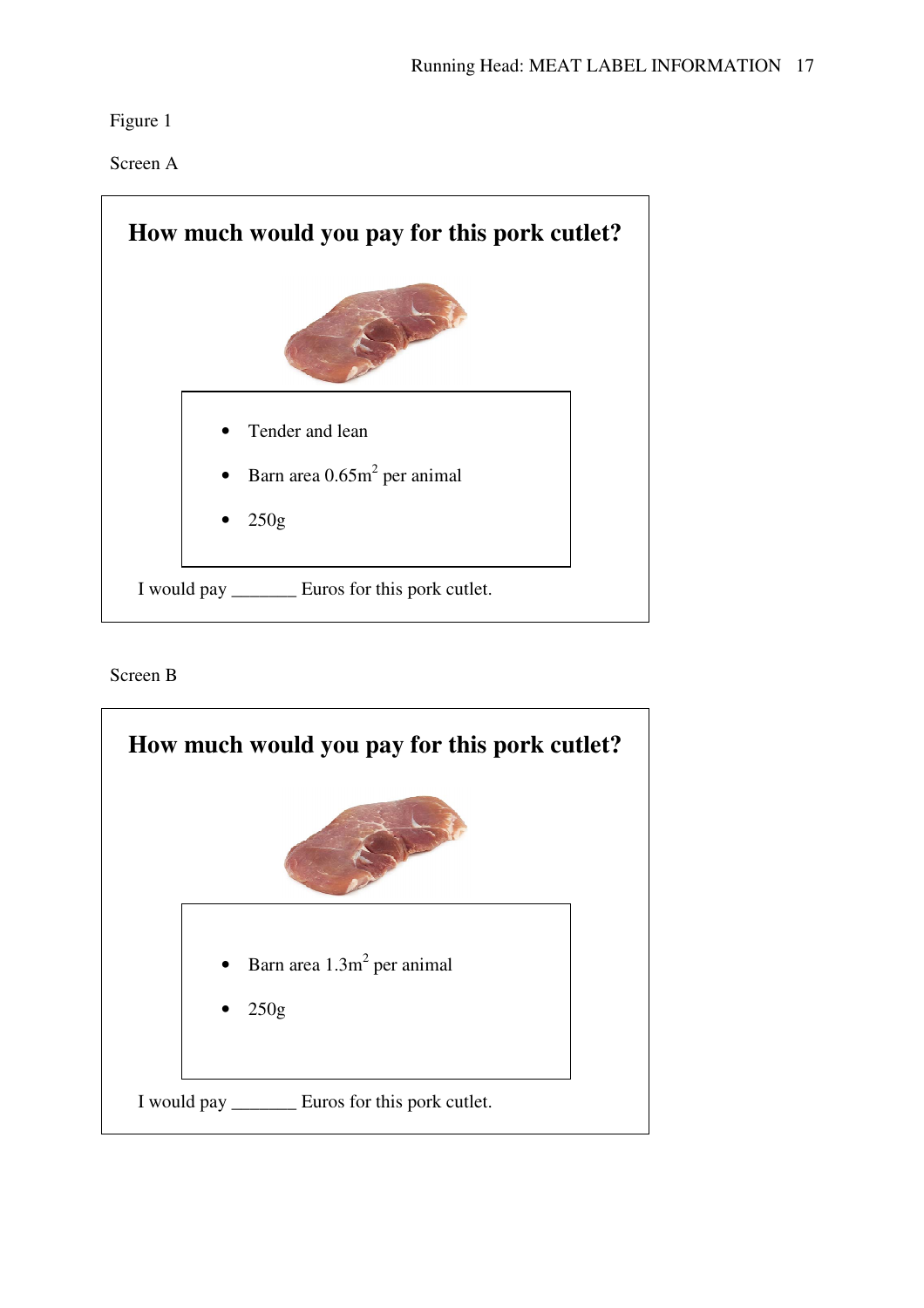Figure 1

Screen A

**How much would you pay for this pork cutlet?**

- Tender and lean
- Barn area 0.65$m^2$ per animal
- 250g

I would pay _______ Euros for this pork cutlet.

Screen B

**How much would you pay for this pork cutlet?**

- Barn area 1.3$m^2$ per animal
- 250g

I would pay _______ Euros for this pork cutlet.